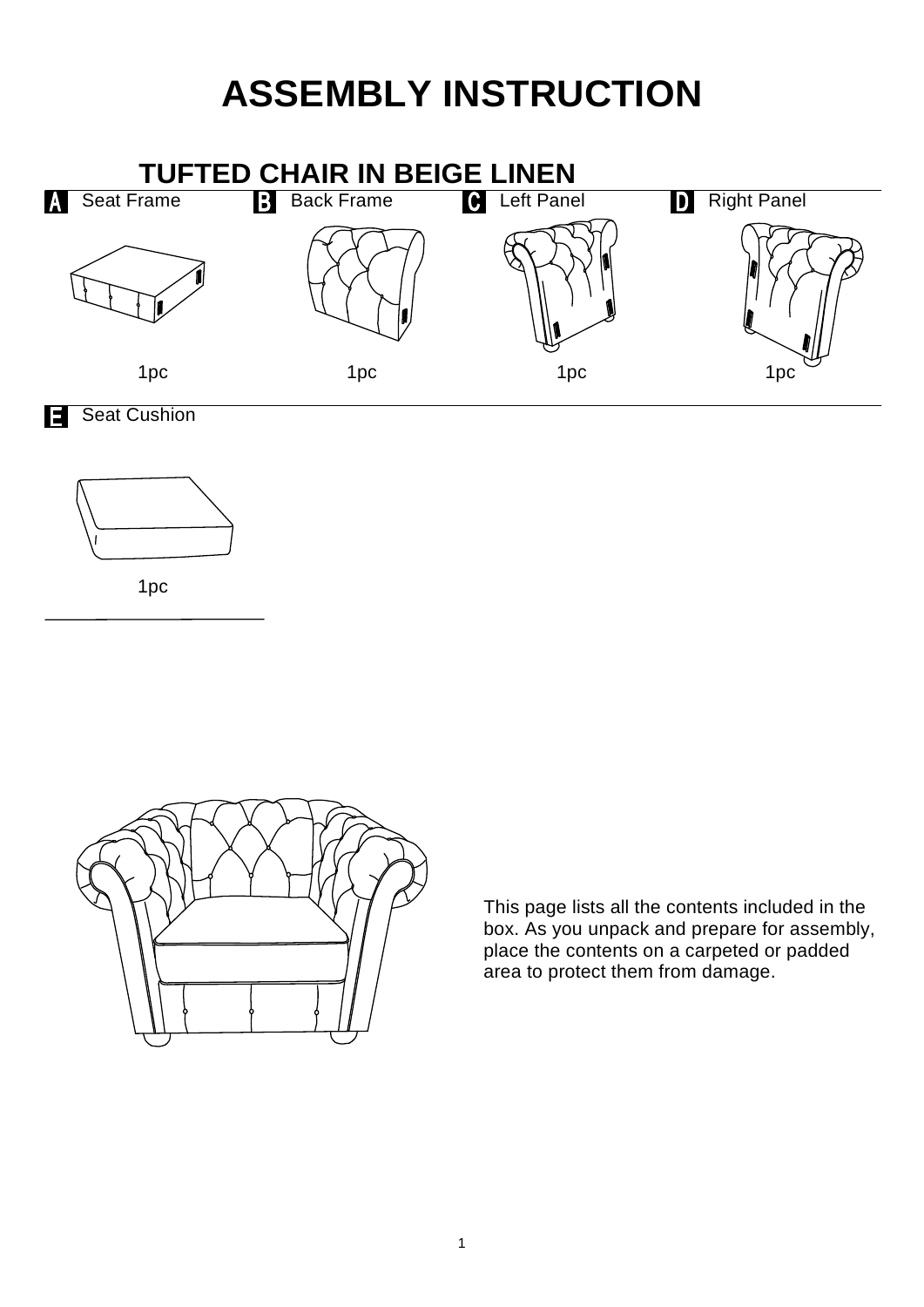# ASSEMBLY INSTRUCTION

## TUFTED CHAIR IN BEIGE LINEN

**A** Seat Frame

1pc

**B** Back Frame

1pc

**C** Left Panel

1pc

**D** Right Panel

1pc

**E** Seat Cushion

1pc

This page lists all the contents included in the box. As you unpack and prepare for assembly, place the contents on a carpeted or padded area to protect them from damage.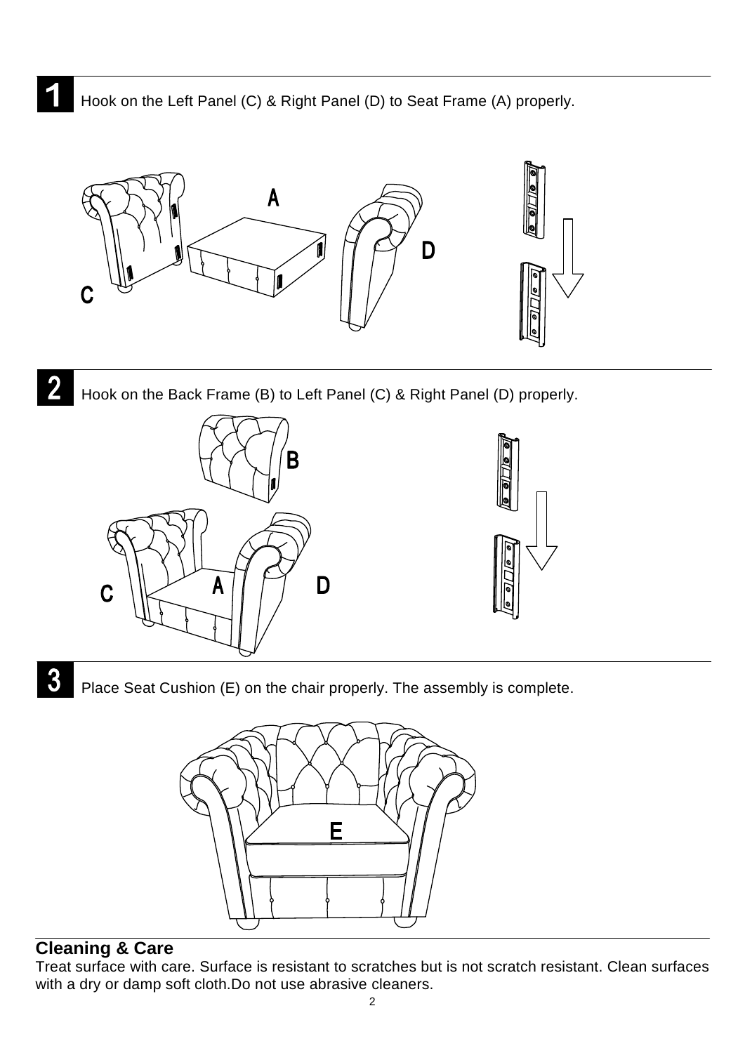**1** Hook on the Left Panel (C) & Right Panel (D) to Seat Frame (A) properly.

A

C

D

**2** Hook on the Back Frame (B) to Left Panel (C) & Right Panel (D) properly.

B

C

A

D

**3** Place Seat Cushion (E) on the chair properly. The assembly is complete.

E

## Cleaning & Care

Treat surface with care. Surface is resistant to scratches but is not scratch resistant. Clean surfaces with a dry or damp soft cloth.Do not use abrasive cleaners.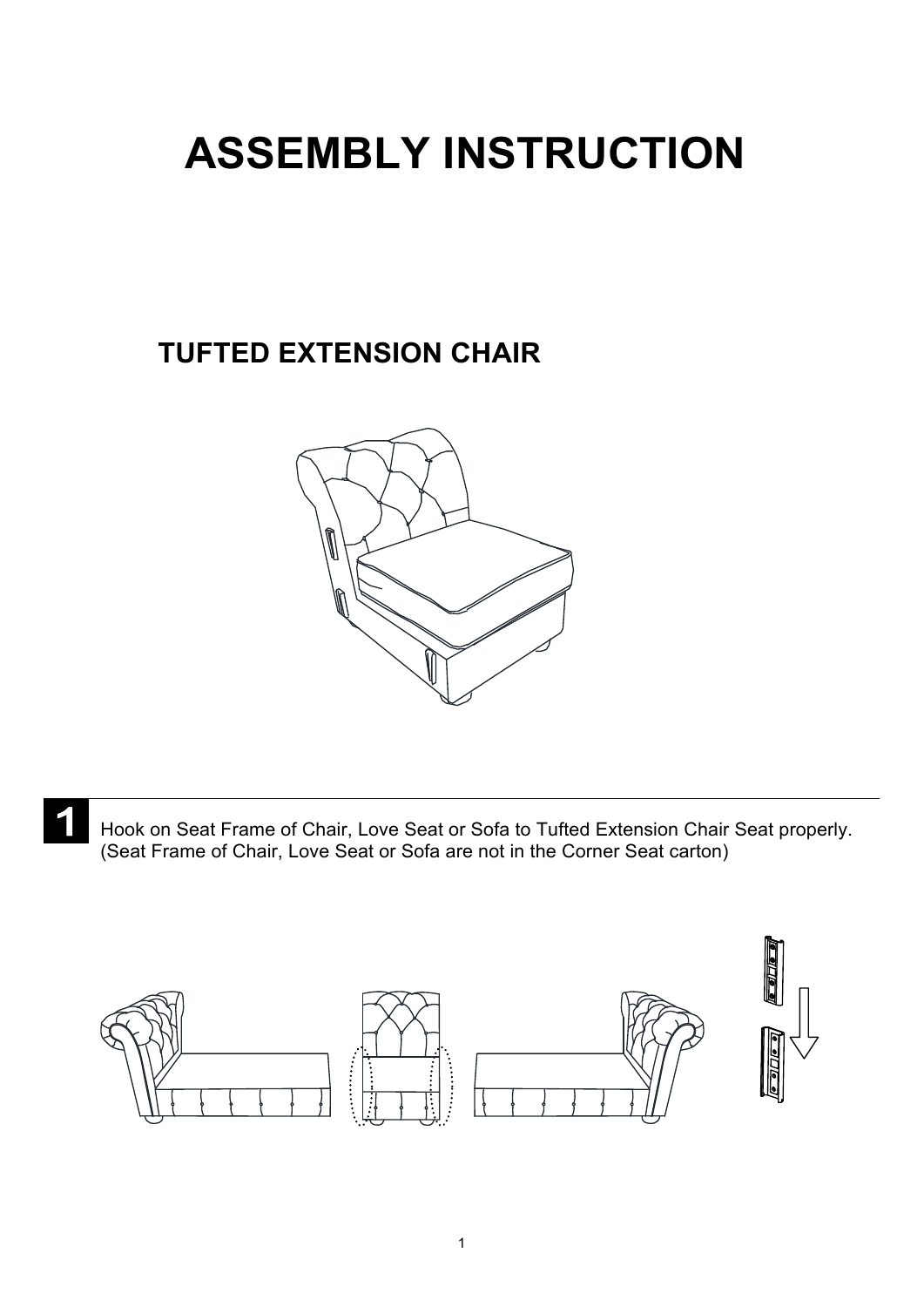# ASSEMBLY INSTRUCTION

## TUFTED EXTENSION CHAIR

**1**

Hook on Seat Frame of Chair, Love Seat or Sofa to Tufted Extension Chair Seat properly. (Seat Frame of Chair, Love Seat or Sofa are not in the Corner Seat carton)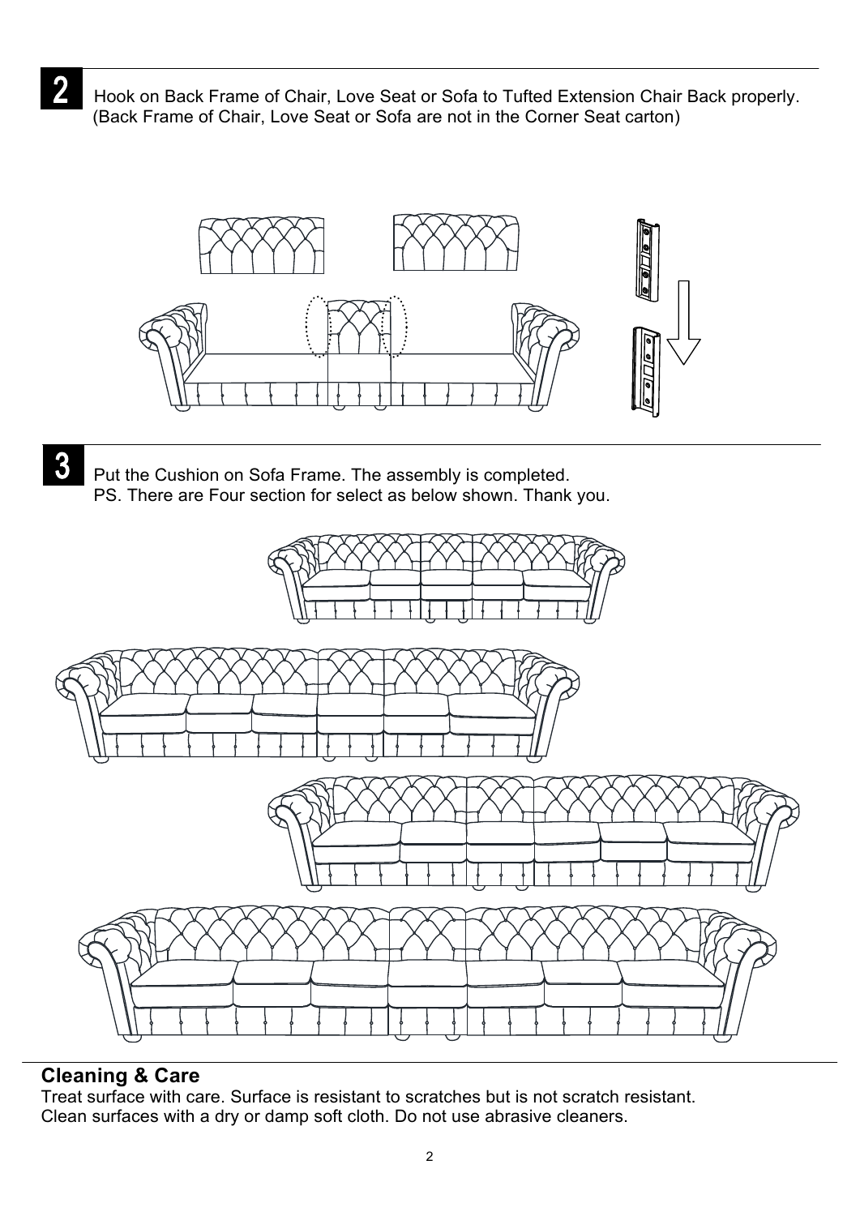**2** Hook on Back Frame of Chair, Love Seat or Sofa to Tufted Extension Chair Back properly. (Back Frame of Chair, Love Seat or Sofa are not in the Corner Seat carton)

**3** Put the Cushion on Sofa Frame. The assembly is completed.
PS. There are Four section for select as below shown. Thank you.

## Cleaning & Care

Treat surface with care. Surface is resistant to scratches but is not scratch resistant.
Clean surfaces with a dry or damp soft cloth. Do not use abrasive cleaners.